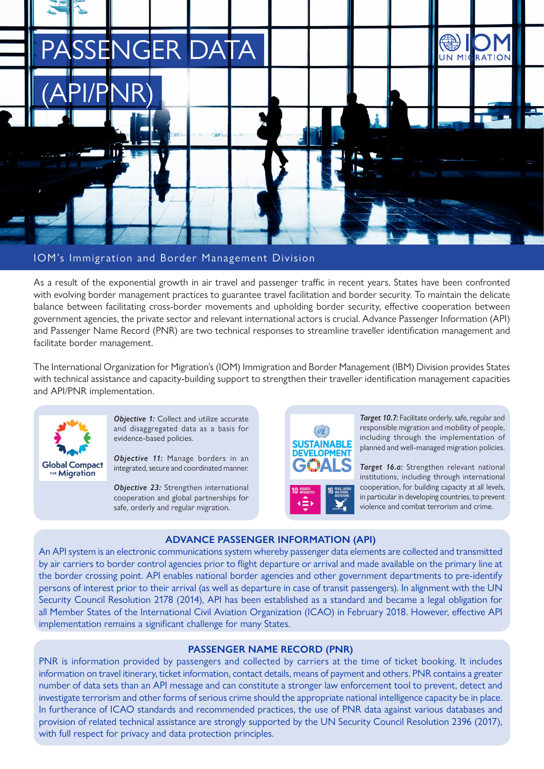# PASSENGER DATA (API/PNR)

IOM's Immigration and Border Management Division

As a result of the exponential growth in air travel and passenger traffic in recent years, States have been confronted with evolving border management practices to guarantee travel facilitation and border security. To maintain the delicate balance between facilitating cross-border movements and upholding border security, effective cooperation between government agencies, the private sector and relevant international actors is crucial. Advance Passenger Information (API) and Passenger Name Record (PNR) are two technical responses to streamline traveller identification management and facilitate border management.

The International Organization for Migration's (IOM) Immigration and Border Management (IBM) Division provides States with technical assistance and capacity-building support to strengthen their traveller identification management capacities and API/PNR implementation.

Global Compact for Migration

*Objective 1:* Collect and utilize accurate and disaggregated data as a basis for evidence-based policies.

*Objective 11:* Manage borders in an integrated, secure and coordinated manner.

*Objective 23:* Strengthen international cooperation and global partnerships for safe, orderly and regular migration.

Sustainable Development Goals

*Target 10.7:* Facilitate orderly, safe, regular and responsible migration and mobility of people, including through the implementation of planned and well-managed migration policies.

*Target 16.a:* Strengthen relevant national institutions, including through international cooperation, for building capacity at all levels, in particular in developing countries, to prevent violence and combat terrorism and crime.

## ADVANCE PASSENGER INFORMATION (API)

An API system is an electronic communications system whereby passenger data elements are collected and transmitted by air carriers to border control agencies prior to flight departure or arrival and made available on the primary line at the border crossing point. API enables national border agencies and other government departments to pre-identify persons of interest prior to their arrival (as well as departure in case of transit passengers). In alignment with the UN Security Council Resolution 2178 (2014), API has been established as a standard and became a legal obligation for all Member States of the International Civil Aviation Organization (ICAO) in February 2018. However, effective API implementation remains a significant challenge for many States.

## PASSENGER NAME RECORD (PNR)

PNR is information provided by passengers and collected by carriers at the time of ticket booking. It includes information on travel itinerary, ticket information, contact details, means of payment and others. PNR contains a greater number of data sets than an API message and can constitute a stronger law enforcement tool to prevent, detect and investigate terrorism and other forms of serious crime should the appropriate national intelligence capacity be in place. In furtherance of ICAO standards and recommended practices, the use of PNR data against various databases and provision of related technical assistance are strongly supported by the UN Security Council Resolution 2396 (2017), with full respect for privacy and data protection principles.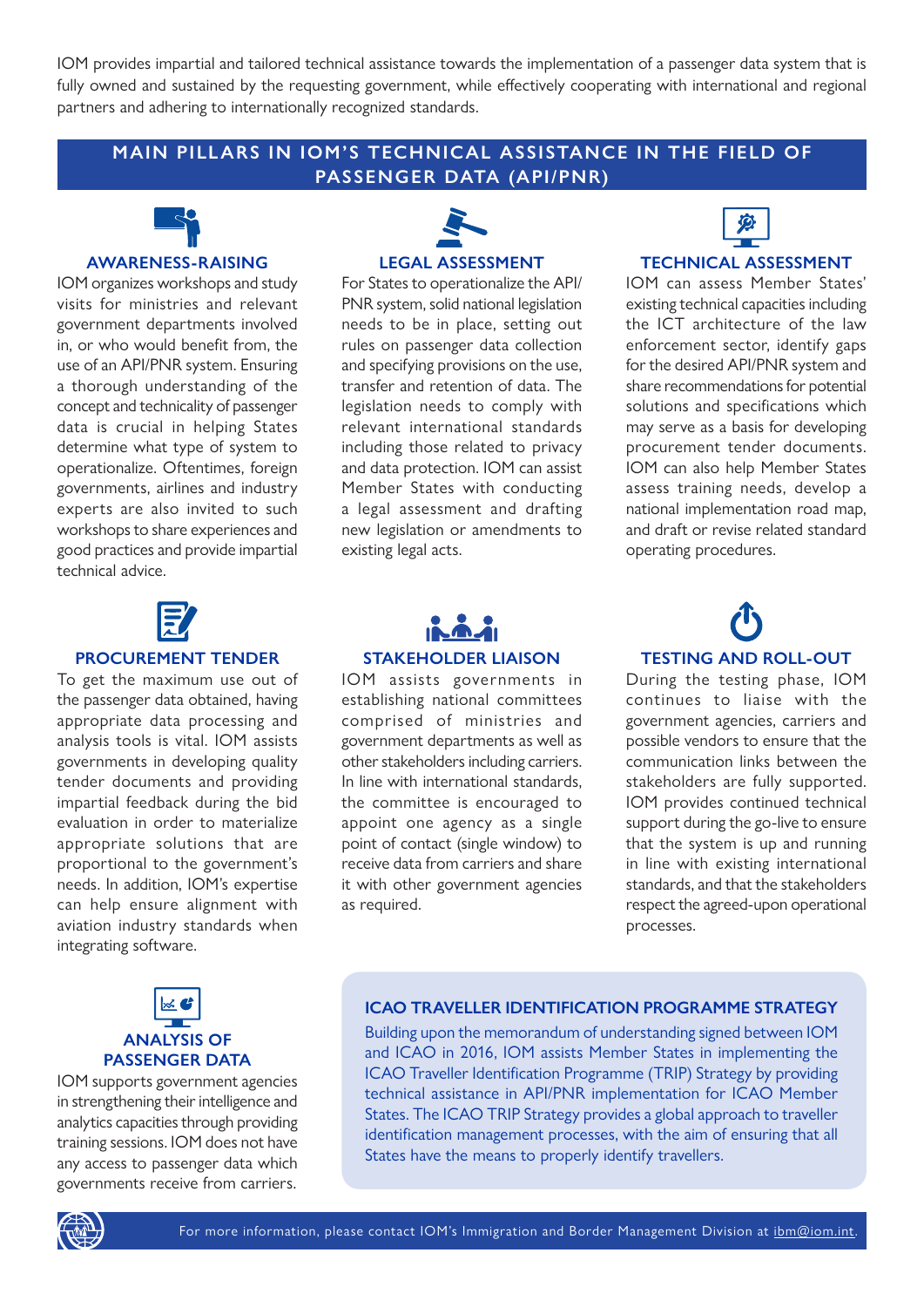IOM provides impartial and tailored technical assistance towards the implementation of a passenger data system that is fully owned and sustained by the requesting government, while effectively cooperating with international and regional partners and adhering to internationally recognized standards.

## MAIN PILLARS IN IOM'S TECHNICAL ASSISTANCE IN THE FIELD OF PASSENGER DATA (API/PNR)

### AWARENESS-RAISING

IOM organizes workshops and study visits for ministries and relevant government departments involved in, or who would benefit from, the use of an API/PNR system. Ensuring a thorough understanding of the concept and technicality of passenger data is crucial in helping States determine what type of system to operationalize. Oftentimes, foreign governments, airlines and industry experts are also invited to such workshops to share experiences and good practices and provide impartial technical advice.

### LEGAL ASSESSMENT

For States to operationalize the API/PNR system, solid national legislation needs to be in place, setting out rules on passenger data collection and specifying provisions on the use, transfer and retention of data. The legislation needs to comply with relevant international standards including those related to privacy and data protection. IOM can assist Member States with conducting a legal assessment and drafting new legislation or amendments to existing legal acts.

### TECHNICAL ASSESSMENT

IOM can assess Member States' existing technical capacities including the ICT architecture of the law enforcement sector, identify gaps for the desired API/PNR system and share recommendations for potential solutions and specifications which may serve as a basis for developing procurement tender documents. IOM can also help Member States assess training needs, develop a national implementation road map, and draft or revise related standard operating procedures.

### PROCUREMENT TENDER

To get the maximum use out of the passenger data obtained, having appropriate data processing and analysis tools is vital. IOM assists governments in developing quality tender documents and providing impartial feedback during the bid evaluation in order to materialize appropriate solutions that are proportional to the government's needs. In addition, IOM's expertise can help ensure alignment with aviation industry standards when integrating software.

### STAKEHOLDER LIAISON

IOM assists governments in establishing national committees comprised of ministries and government departments as well as other stakeholders including carriers. In line with international standards, the committee is encouraged to appoint one agency as a single point of contact (single window) to receive data from carriers and share it with other government agencies as required.

### TESTING AND ROLL-OUT

During the testing phase, IOM continues to liaise with the government agencies, carriers and possible vendors to ensure that the communication links between the stakeholders are fully supported. IOM provides continued technical support during the go-live to ensure that the system is up and running in line with existing international standards, and that the stakeholders respect the agreed-upon operational processes.

### ANALYSIS OF PASSENGER DATA

IOM supports government agencies in strengthening their intelligence and analytics capacities through providing training sessions. IOM does not have any access to passenger data which governments receive from carriers.

### ICAO TRAVELLER IDENTIFICATION PROGRAMME STRATEGY

Building upon the memorandum of understanding signed between IOM and ICAO in 2016, IOM assists Member States in implementing the ICAO Traveller Identification Programme (TRIP) Strategy by providing technical assistance in API/PNR implementation for ICAO Member States. The ICAO TRIP Strategy provides a global approach to traveller identification management processes, with the aim of ensuring that all States have the means to properly identify travellers.

For more information, please contact IOM's Immigration and Border Management Division at ibm@iom.int.